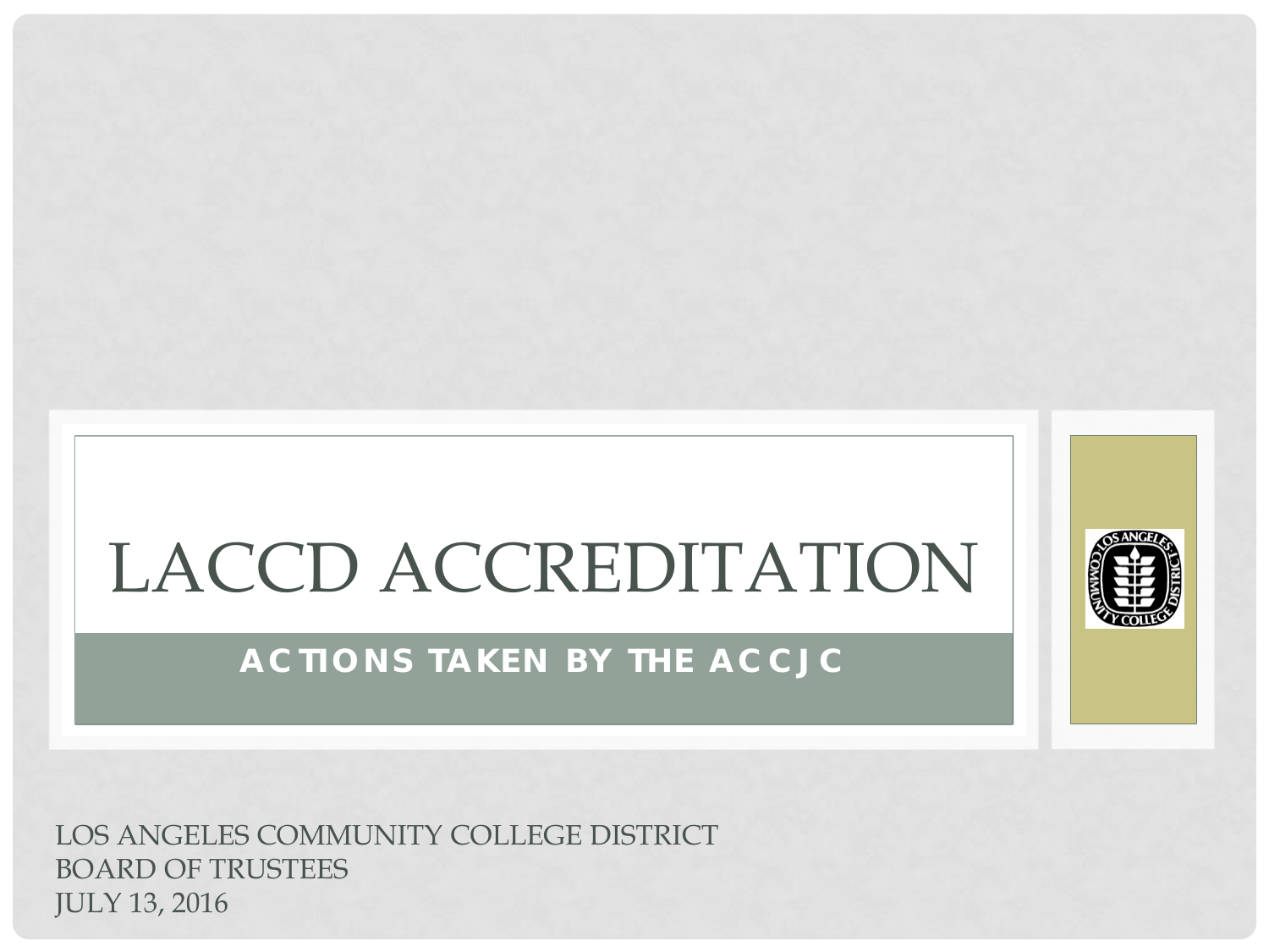# LACCD ACCREDITATION

## ACTIONS TAKEN BY THE ACCJC

LOS ANGELES COMMUNITY COLLEGE DISTRICT
BOARD OF TRUSTEES
JULY 13, 2016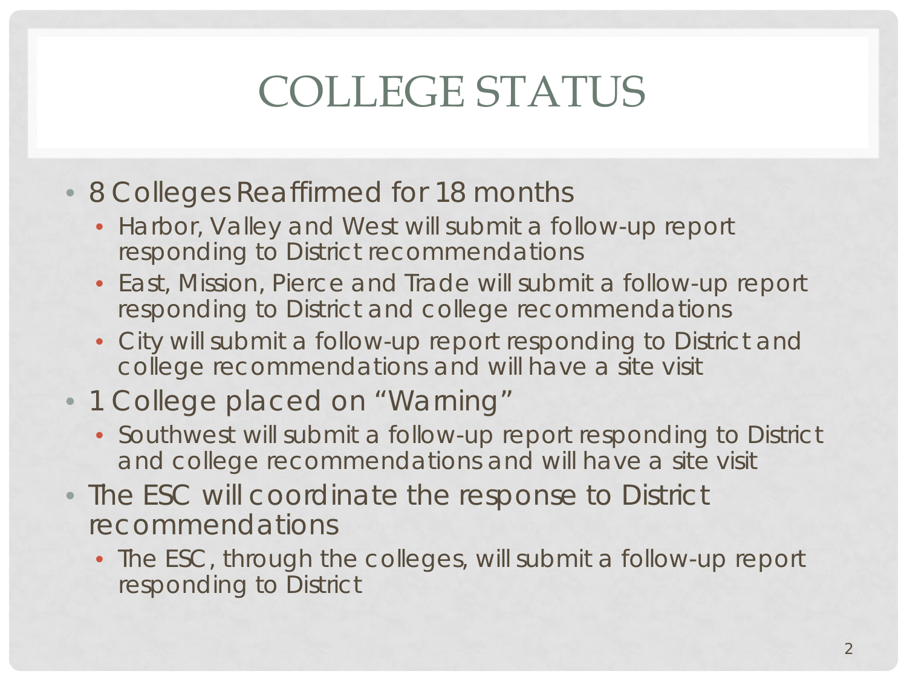# COLLEGE STATUS

- 8 Colleges Reaffirmed for 18 months
  - Harbor, Valley and West will submit a follow-up report responding to District recommendations
  - East, Mission, Pierce and Trade will submit a follow-up report responding to District and college recommendations
  - City will submit a follow-up report responding to District and college recommendations and will have a site visit
- 1 College placed on "Warning"
  - Southwest will submit a follow-up report responding to District and college recommendations and will have a site visit
- The ESC will coordinate the response to District recommendations
  - The ESC, through the colleges, will submit a follow-up report responding to District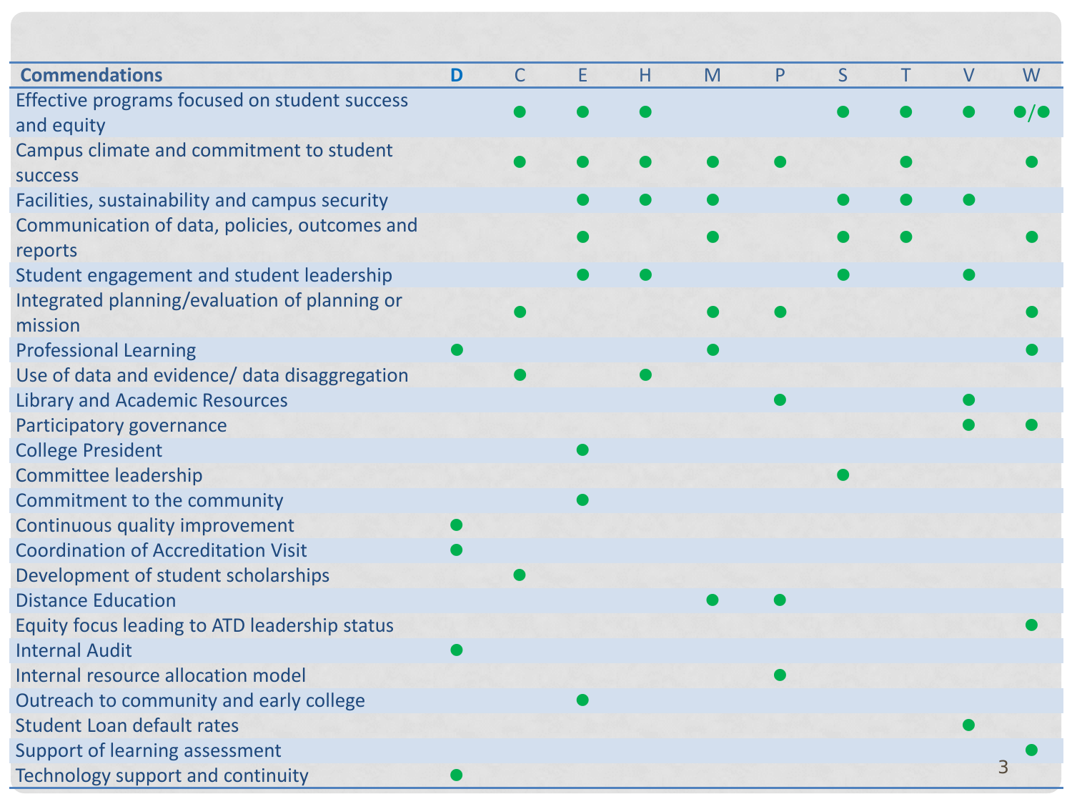| Commendations | D | C | E | H | M | P | S | T | V | W |
|---|---|---|---|---|---|---|---|---|---|---|
| Effective programs focused on student success and equity | | ● | ● | ● | | | ● | ● | ● | ●/● |
| Campus climate and commitment to student success | | ● | ● | ● | ● | ● | | ● | | ● |
| Facilities, sustainability and campus security | | | ● | ● | ● | | ● | ● | ● | |
| Communication of data, policies, outcomes and reports | | | ● | | ● | | ● | ● | | ● |
| Student engagement and student leadership | | | ● | ● | | | ● | | ● | |
| Integrated planning/evaluation of planning or mission | | ● | | | ● | ● | | | | ● |
| Professional Learning | ● | | | | ● | | | | | ● |
| Use of data and evidence/ data disaggregation | | ● | | ● | | | | | | |
| Library and Academic Resources | | | | | | ● | | | ● | |
| Participatory governance | | | | | | | | | ● | ● |
| College President | | | ● | | | | | | | |
| Committee leadership | | | | | | | ● | | | |
| Commitment to the community | | | ● | | | | | | | |
| Continuous quality improvement | ● | | | | | | | | | |
| Coordination of Accreditation Visit | ● | | | | | | | | | |
| Development of student scholarships | | ● | | | | | | | | |
| Distance Education | | | | | ● | ● | | | | |
| Equity focus leading to ATD leadership status | | | | | | | | | | ● |
| Internal Audit | ● | | | | | | | | | |
| Internal resource allocation model | | | | | | ● | | | | |
| Outreach to community and early college | | | ● | | | | | | | |
| Student Loan default rates | | | | | | | | | ● | |
| Support of learning assessment | | | | | | | | | | ● |
| Technology support and continuity | ● | | | | | | | | | |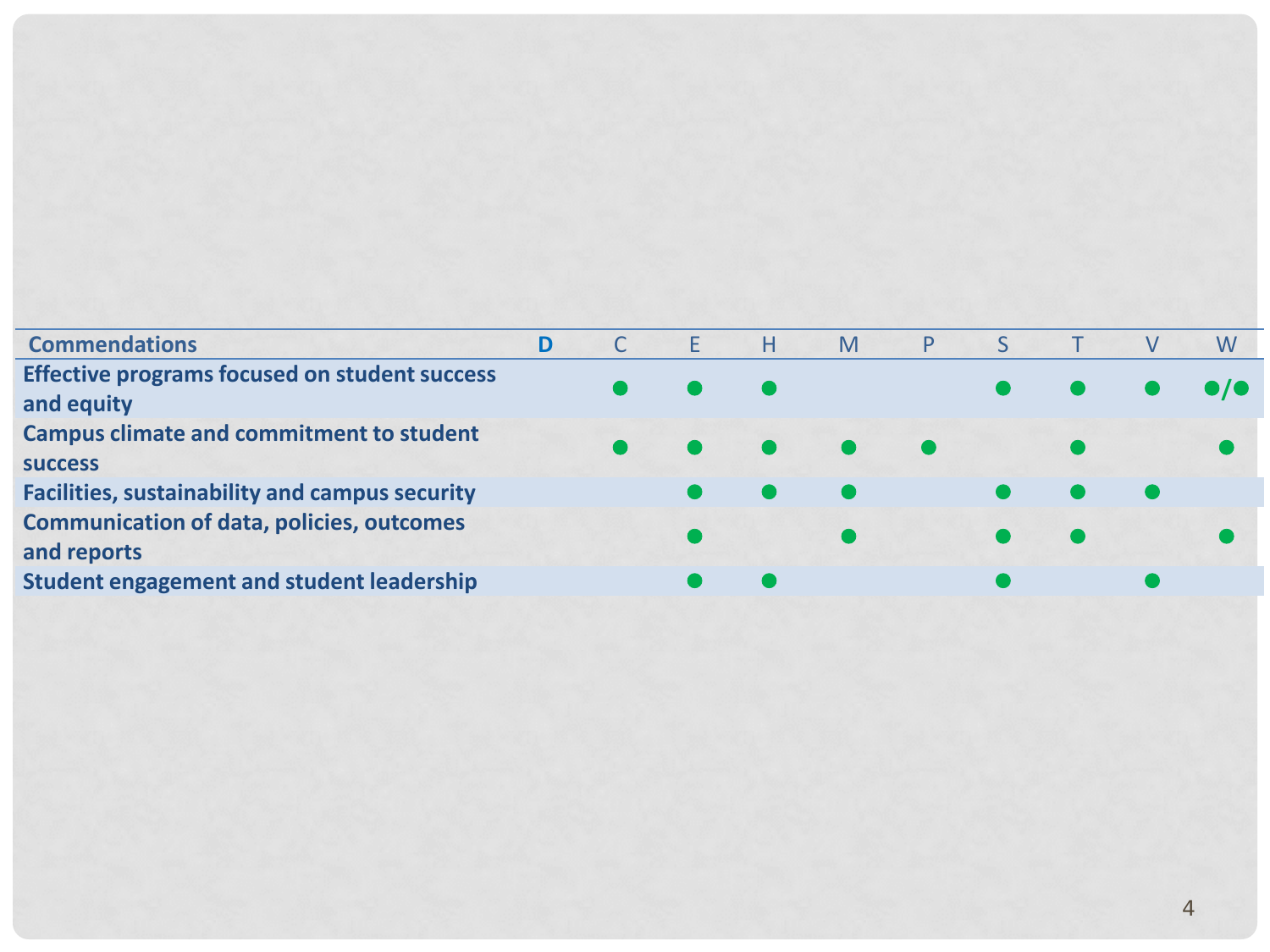| Commendations | **D** | C | E | H | M | P | S | T | V | W |
|---|---|---|---|---|---|---|---|---|---|---|
| **Effective programs focused on student success and equity** | | ● | ● | ● | | | ● | ● | ● | ●/● |
| **Campus climate and commitment to student success** | | ● | ● | ● | ● | ● | | ● | | ● |
| **Facilities, sustainability and campus security** | | | ● | ● | ● | | ● | ● | ● | |
| **Communication of data, policies, outcomes and reports** | | | ● | | ● | | ● | ● | | ● |
| **Student engagement and student leadership** | | | ● | ● | | | ● | | ● | |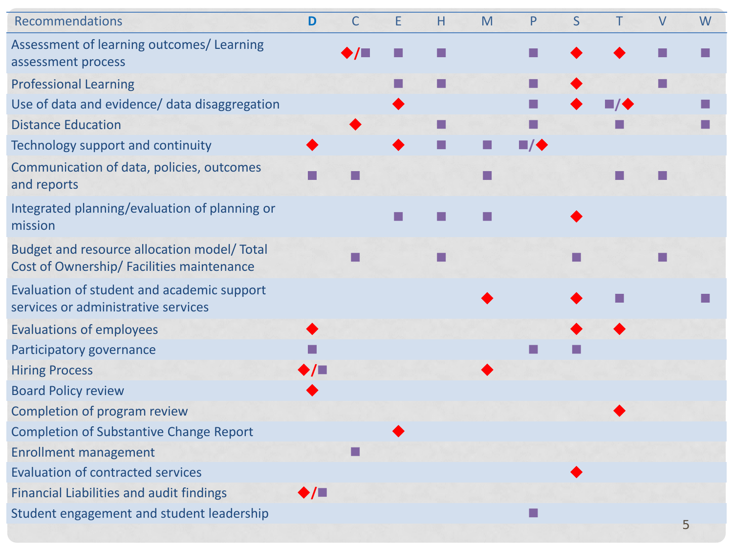| Recommendations | **D** | C | E | H | M | P | S | T | V | W |
|---|---|---|---|---|---|---|---|---|---|---|
| Assessment of learning outcomes/ Learning assessment process | | ◆/■ | ■ | ■ | | ■ | ◆ | ◆ | ■ | ■ |
| Professional Learning | | | ■ | ■ | | ■ | ◆ | | ■ | |
| Use of data and evidence/ data disaggregation | | | ◆ | | | ■ | ◆ | ■/◆ | | ■ |
| Distance Education | | ◆ | | ■ | | ■ | | ■ | | ■ |
| Technology support and continuity | ◆ | | ◆ | ■ | ■ | ■/◆ | | | | |
| Communication of data, policies, outcomes and reports | ■ | ■ | | | ■ | | | ■ | ■ | |
| Integrated planning/evaluation of planning or mission | | | ■ | ■ | ■ | | ◆ | | | |
| Budget and resource allocation model/ Total Cost of Ownership/ Facilities maintenance | | ■ | | ■ | | | ■ | | ■ | |
| Evaluation of student and academic support services or administrative services | | | | | ◆ | | ◆ | ■ | | ■ |
| Evaluations of employees | ◆ | | | | | | ◆ | ◆ | | |
| Participatory governance | ■ | | | | | ■ | ■ | | | |
| Hiring Process | ◆/■ | | | | ◆ | | | | | |
| Board Policy review | ◆ | | | | | | | | | |
| Completion of program review | | | | | | | | ◆ | | |
| Completion of Substantive Change Report | | | ◆ | | | | | | | |
| Enrollment management | | ■ | | | | | | | | |
| Evaluation of contracted services | | | | | | | ◆ | | | |
| Financial Liabilities and audit findings | ◆/■ | | | | | | | | | |
| Student engagement and student leadership | | | | | | ■ | | | | |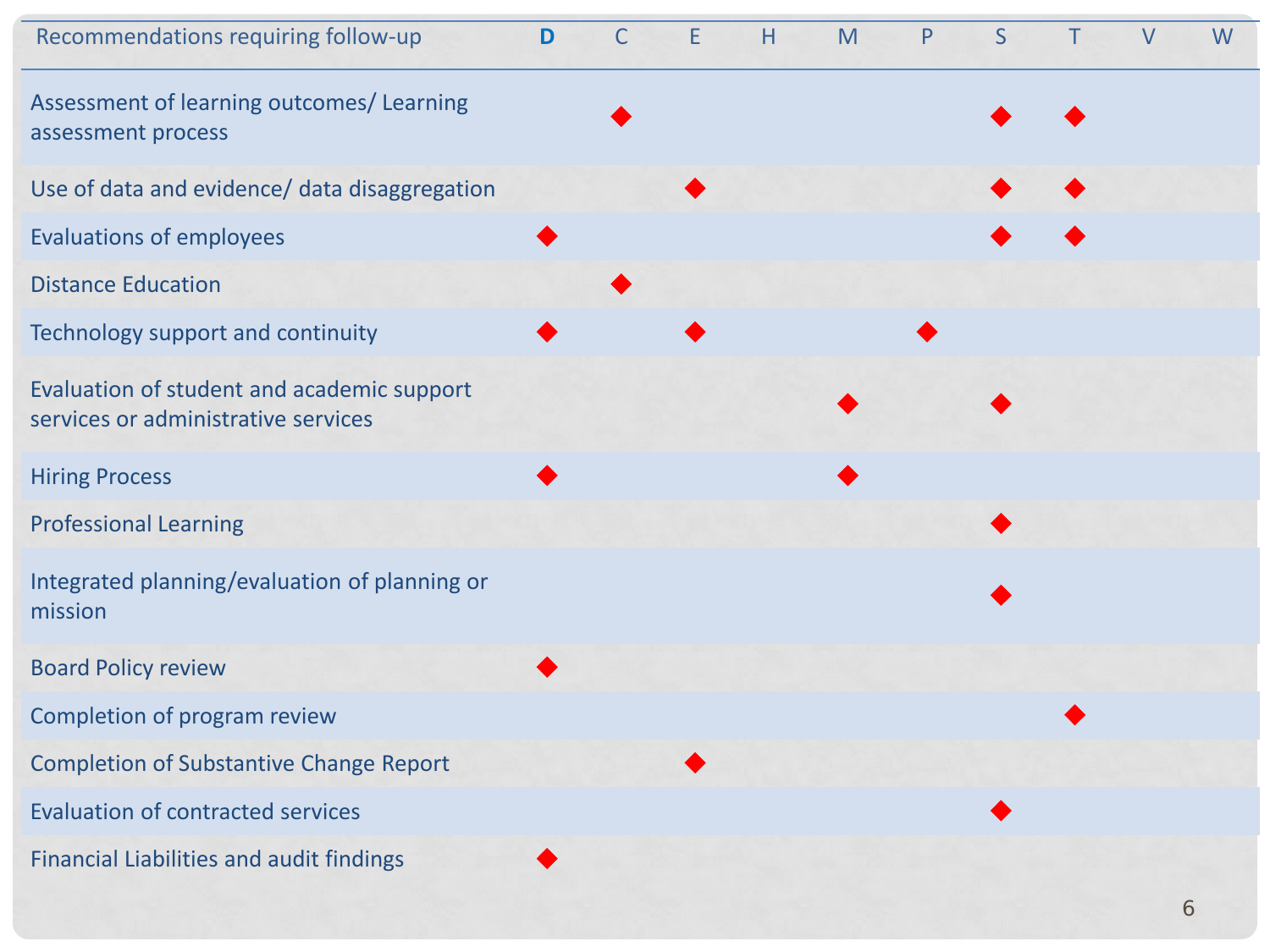| Recommendations requiring follow-up | D | C | E | H | M | P | S | T | V | W |
|---|---|---|---|---|---|---|---|---|---|---|
| Assessment of learning outcomes/ Learning assessment process | | ◆ | | | | | ◆ | ◆ | | |
| Use of data and evidence/ data disaggregation | | | ◆ | | | | ◆ | ◆ | | |
| Evaluations of employees | ◆ | | | | | | ◆ | ◆ | | |
| Distance Education | | ◆ | | | | | | | | |
| Technology support and continuity | ◆ | | ◆ | | | ◆ | | | | |
| Evaluation of student and academic support services or administrative services | | | | | ◆ | | ◆ | | | |
| Hiring Process | ◆ | | | | ◆ | | | | | |
| Professional Learning | | | | | | | ◆ | | | |
| Integrated planning/evaluation of planning or mission | | | | | | | ◆ | | | |
| Board Policy review | ◆ | | | | | | | | | |
| Completion of program review | | | | | | | | ◆ | | |
| Completion of Substantive Change Report | | | ◆ | | | | | | | |
| Evaluation of contracted services | | | | | | | ◆ | | | |
| Financial Liabilities and audit findings | ◆ | | | | | | | | | |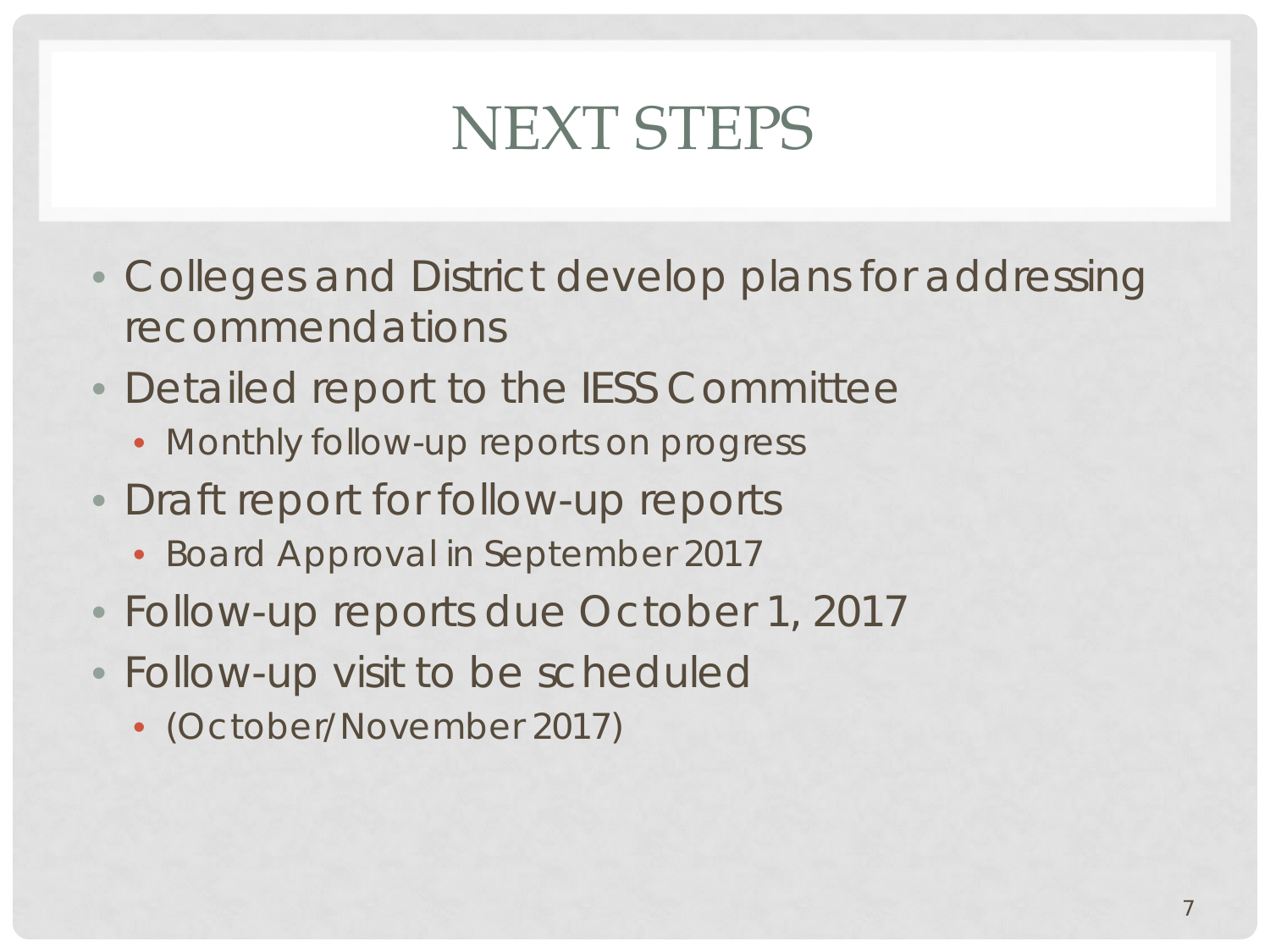# NEXT STEPS

- Colleges and District develop plans for addressing recommendations
- Detailed report to the IESS Committee
  - Monthly follow-up reports on progress
- Draft report for follow-up reports
  - Board Approval in September 2017
- Follow-up reports due October 1, 2017
- Follow-up visit to be scheduled
  - (October/November 2017)